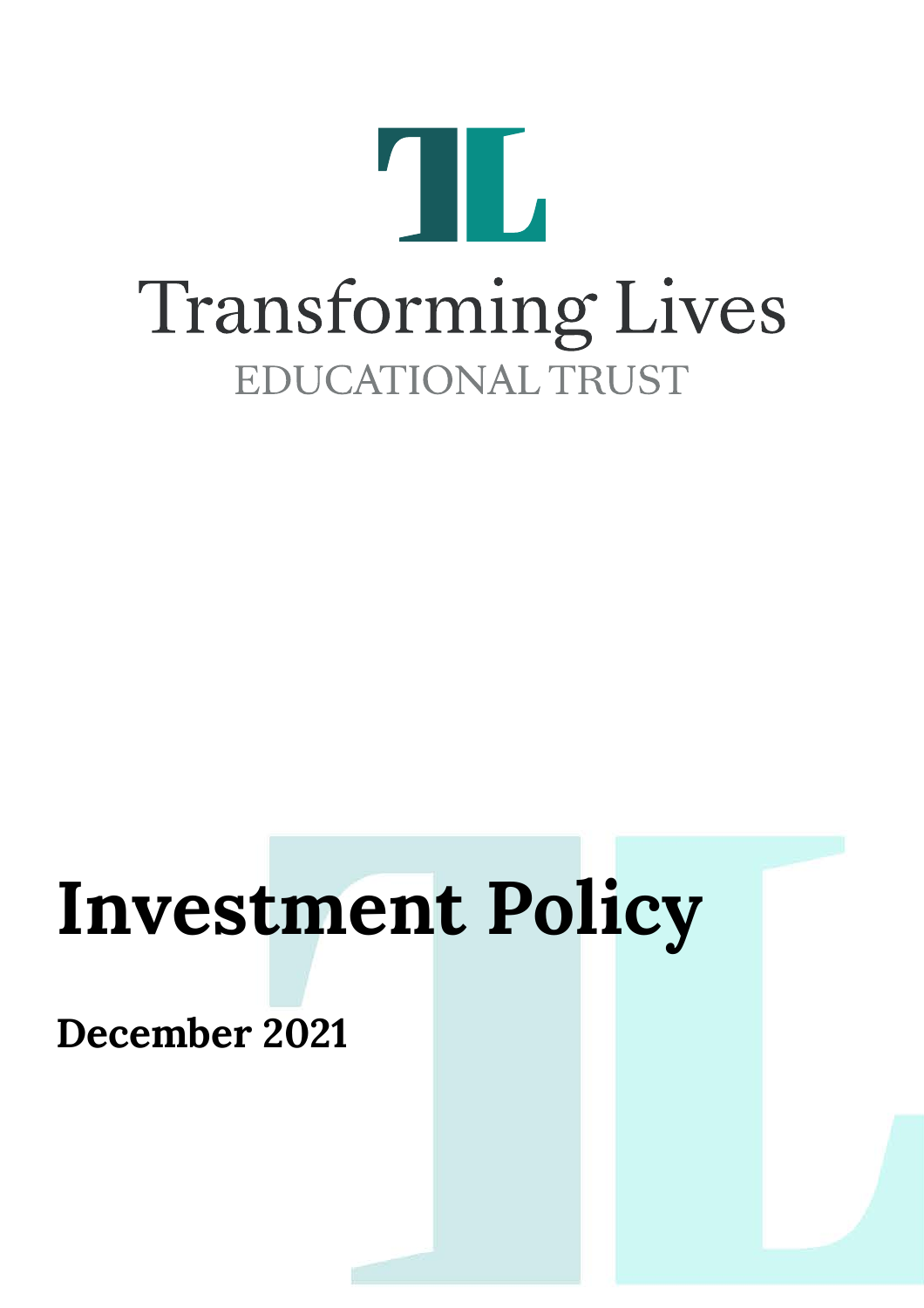Transforming Lives

EDUCATIONAL TRUST

# Investment Policy

**December 2021**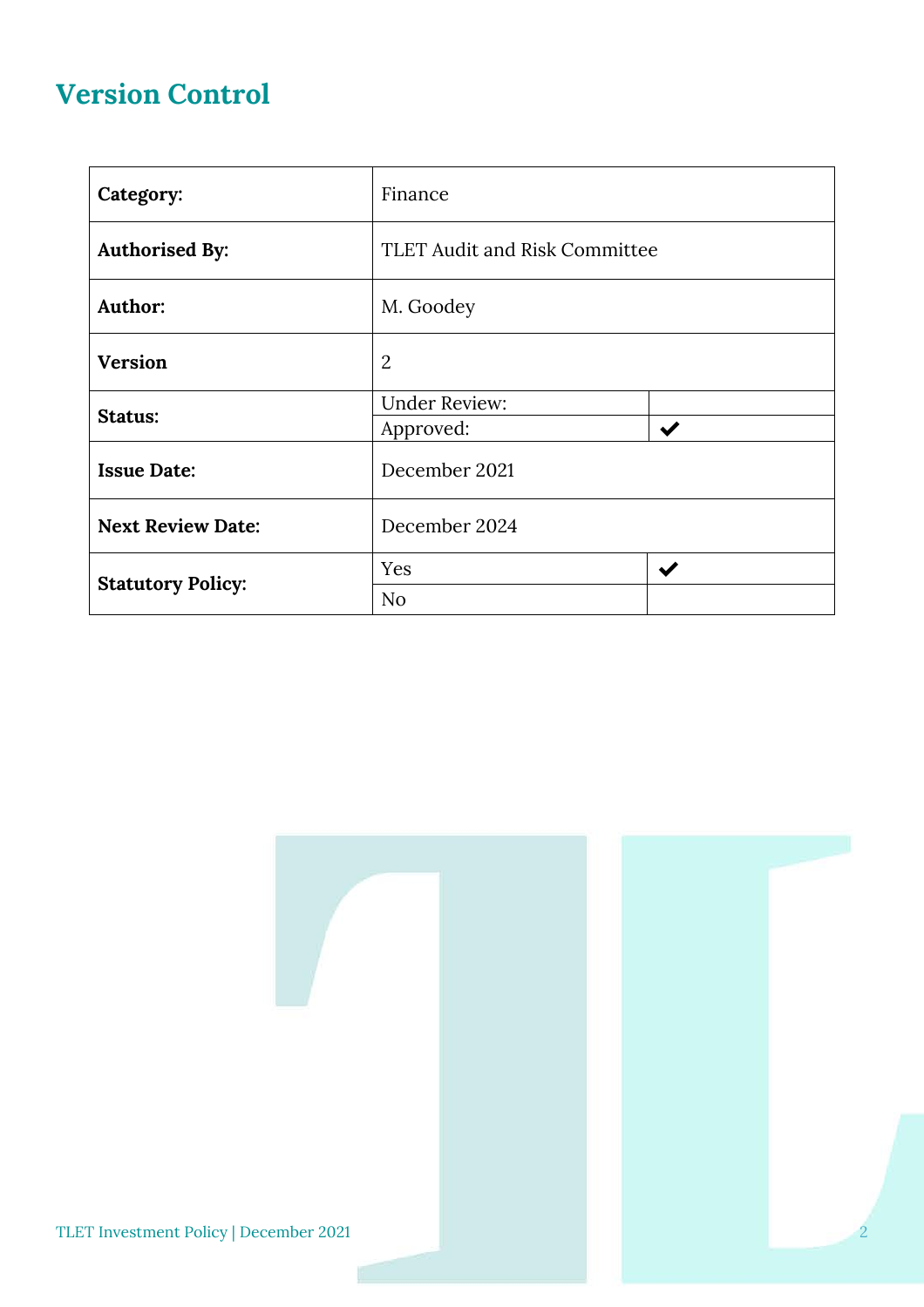# Version Control

| | | |
|---|---|---|
| **Category:** | Finance | |
| **Authorised By:** | TLET Audit and Risk Committee | |
| **Author:** | M. Goodey | |
| **Version** | 2 | |
| **Status:** | Under Review: | |
| | Approved: | ✔ |
| **Issue Date:** | December 2021 | |
| **Next Review Date:** | December 2024 | |
| **Statutory Policy:** | Yes | ✔ |
| | No | |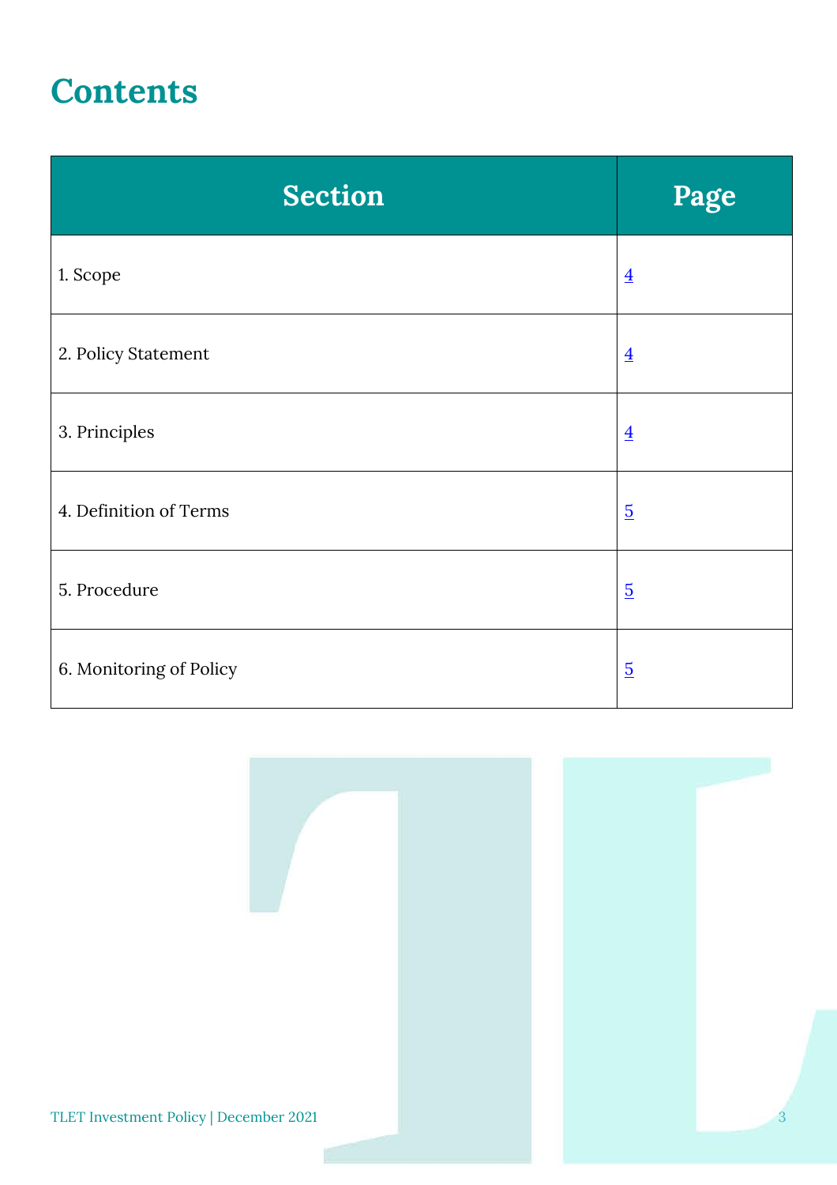# Contents

| Section | Page |
|---|---|
| 1. Scope | 4 |
| 2. Policy Statement | 4 |
| 3. Principles | 4 |
| 4. Definition of Terms | 5 |
| 5. Procedure | 5 |
| 6. Monitoring of Policy | 5 |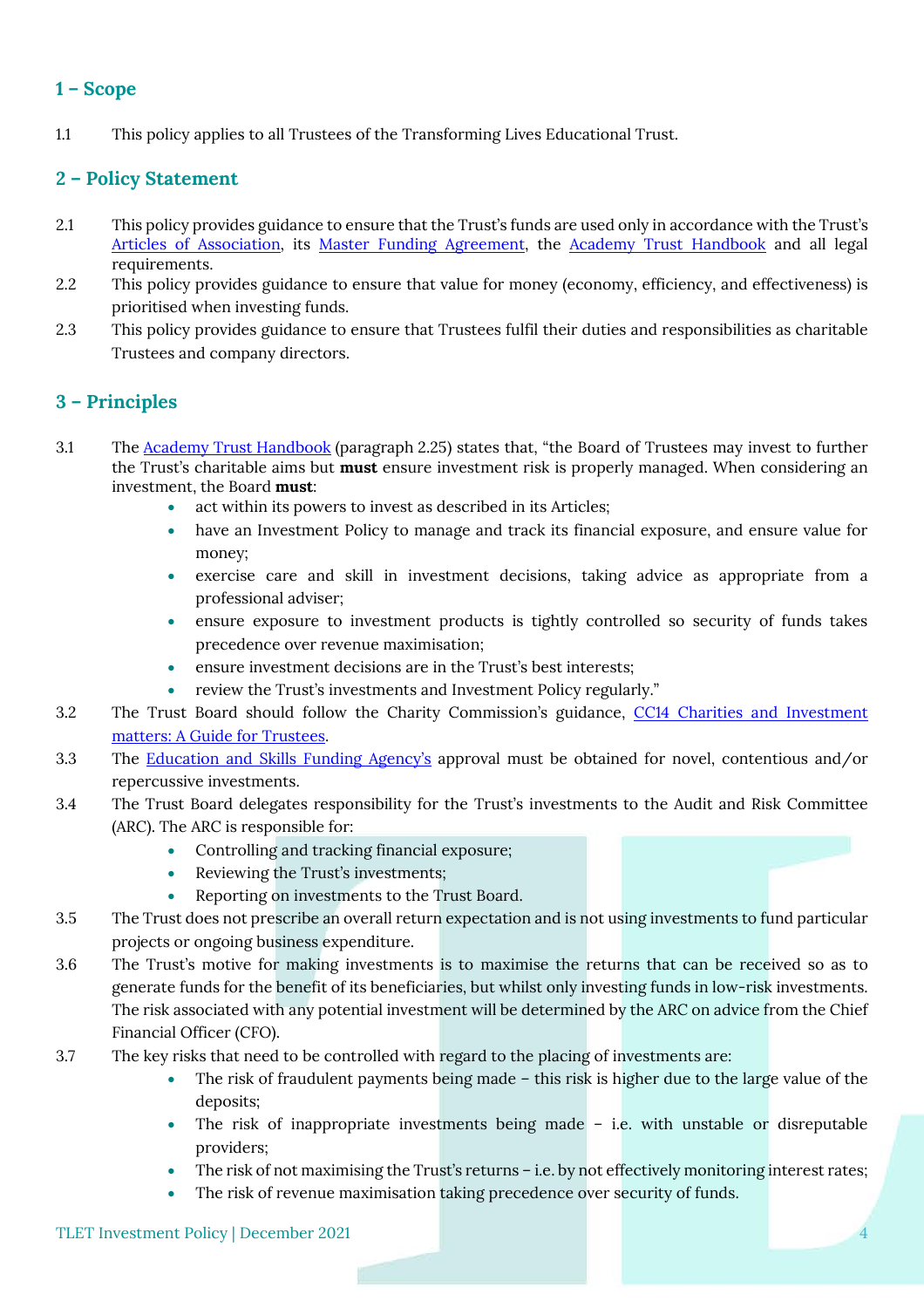## 1 – Scope

1.1 This policy applies to all Trustees of the Transforming Lives Educational Trust.

## 2 – Policy Statement

2.1 This policy provides guidance to ensure that the Trust's funds are used only in accordance with the Trust's Articles of Association, its Master Funding Agreement, the Academy Trust Handbook and all legal requirements.

2.2 This policy provides guidance to ensure that value for money (economy, efficiency, and effectiveness) is prioritised when investing funds.

2.3 This policy provides guidance to ensure that Trustees fulfil their duties and responsibilities as charitable Trustees and company directors.

## 3 – Principles

3.1 The Academy Trust Handbook (paragraph 2.25) states that, "the Board of Trustees may invest to further the Trust's charitable aims but **must** ensure investment risk is properly managed. When considering an investment, the Board **must**:

- act within its powers to invest as described in its Articles;
- have an Investment Policy to manage and track its financial exposure, and ensure value for money;
- exercise care and skill in investment decisions, taking advice as appropriate from a professional adviser;
- ensure exposure to investment products is tightly controlled so security of funds takes precedence over revenue maximisation;
- ensure investment decisions are in the Trust's best interests;
- review the Trust's investments and Investment Policy regularly."

3.2 The Trust Board should follow the Charity Commission's guidance, CC14 Charities and Investment matters: A Guide for Trustees.

3.3 The Education and Skills Funding Agency's approval must be obtained for novel, contentious and/or repercussive investments.

3.4 The Trust Board delegates responsibility for the Trust's investments to the Audit and Risk Committee (ARC). The ARC is responsible for:

- Controlling and tracking financial exposure;
- Reviewing the Trust's investments;
- Reporting on investments to the Trust Board.

3.5 The Trust does not prescribe an overall return expectation and is not using investments to fund particular projects or ongoing business expenditure.

3.6 The Trust's motive for making investments is to maximise the returns that can be received so as to generate funds for the benefit of its beneficiaries, but whilst only investing funds in low-risk investments. The risk associated with any potential investment will be determined by the ARC on advice from the Chief Financial Officer (CFO).

3.7 The key risks that need to be controlled with regard to the placing of investments are:

- The risk of fraudulent payments being made – this risk is higher due to the large value of the deposits;
- The risk of inappropriate investments being made – i.e. with unstable or disreputable providers;
- The risk of not maximising the Trust's returns – i.e. by not effectively monitoring interest rates;
- The risk of revenue maximisation taking precedence over security of funds.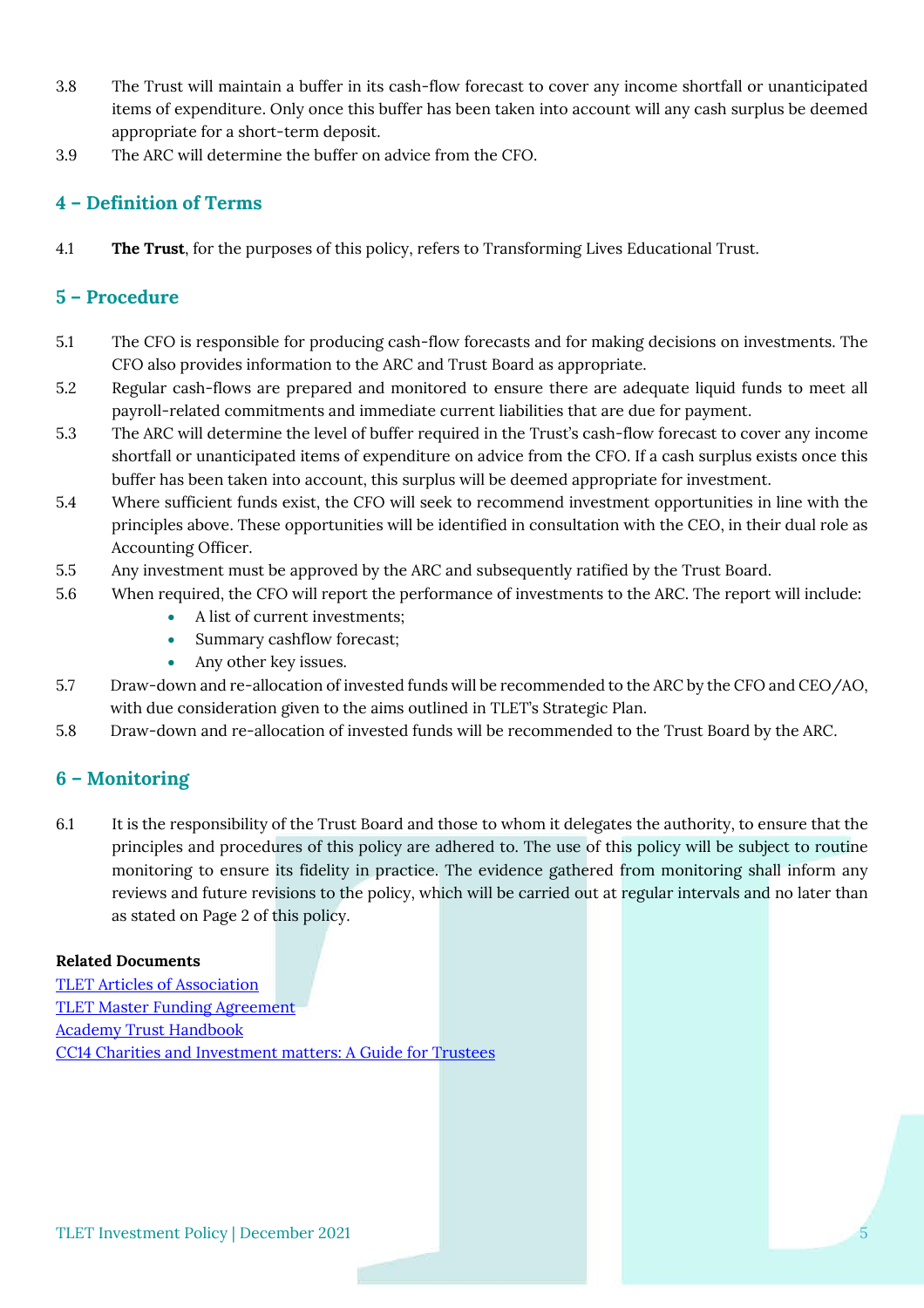3.8 The Trust will maintain a buffer in its cash-flow forecast to cover any income shortfall or unanticipated items of expenditure. Only once this buffer has been taken into account will any cash surplus be deemed appropriate for a short-term deposit.

3.9 The ARC will determine the buffer on advice from the CFO.

## 4 – Definition of Terms

4.1 **The Trust**, for the purposes of this policy, refers to Transforming Lives Educational Trust.

## 5 – Procedure

5.1 The CFO is responsible for producing cash-flow forecasts and for making decisions on investments. The CFO also provides information to the ARC and Trust Board as appropriate.

5.2 Regular cash-flows are prepared and monitored to ensure there are adequate liquid funds to meet all payroll-related commitments and immediate current liabilities that are due for payment.

5.3 The ARC will determine the level of buffer required in the Trust's cash-flow forecast to cover any income shortfall or unanticipated items of expenditure on advice from the CFO. If a cash surplus exists once this buffer has been taken into account, this surplus will be deemed appropriate for investment.

5.4 Where sufficient funds exist, the CFO will seek to recommend investment opportunities in line with the principles above. These opportunities will be identified in consultation with the CEO, in their dual role as Accounting Officer.

5.5 Any investment must be approved by the ARC and subsequently ratified by the Trust Board.

5.6 When required, the CFO will report the performance of investments to the ARC. The report will include:

- A list of current investments;
- Summary cashflow forecast;
- Any other key issues.

5.7 Draw-down and re-allocation of invested funds will be recommended to the ARC by the CFO and CEO/AO, with due consideration given to the aims outlined in TLET's Strategic Plan.

5.8 Draw-down and re-allocation of invested funds will be recommended to the Trust Board by the ARC.

## 6 – Monitoring

6.1 It is the responsibility of the Trust Board and those to whom it delegates the authority, to ensure that the principles and procedures of this policy are adhered to. The use of this policy will be subject to routine monitoring to ensure its fidelity in practice. The evidence gathered from monitoring shall inform any reviews and future revisions to the policy, which will be carried out at regular intervals and no later than as stated on Page 2 of this policy.

**Related Documents**

TLET Articles of Association
TLET Master Funding Agreement
Academy Trust Handbook
CC14 Charities and Investment matters: A Guide for Trustees